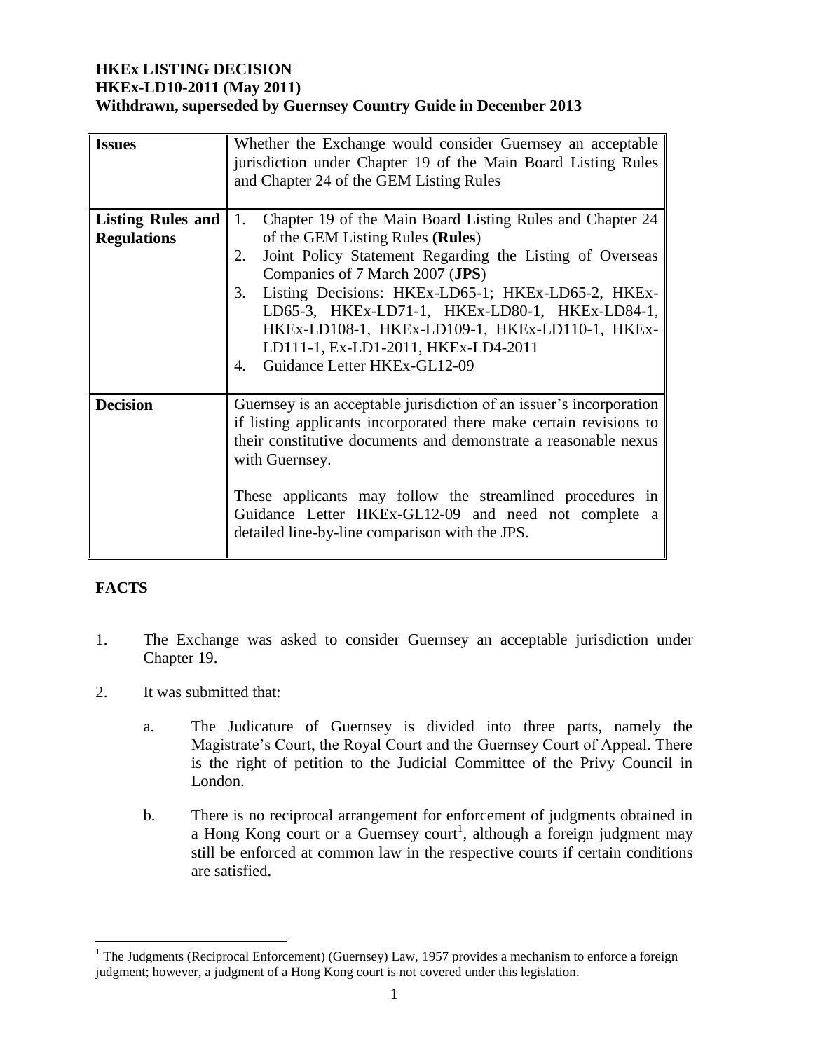**HKEx LISTING DECISION**
**HKEx-LD10-2011 (May 2011)**
**Withdrawn, superseded by Guernsey Country Guide in December 2013**

| | |
|---|---|
| **Issues** | Whether the Exchange would consider Guernsey an acceptable jurisdiction under Chapter 19 of the Main Board Listing Rules and Chapter 24 of the GEM Listing Rules |
| **Listing Rules and Regulations** | 1. Chapter 19 of the Main Board Listing Rules and Chapter 24 of the GEM Listing Rules **(Rules)**<br>2. Joint Policy Statement Regarding the Listing of Overseas Companies of 7 March 2007 (**JPS**)<br>3. Listing Decisions: HKEx-LD65-1; HKEx-LD65-2, HKEx-LD65-3, HKEx-LD71-1, HKEx-LD80-1, HKEx-LD84-1, HKEx-LD108-1, HKEx-LD109-1, HKEx-LD110-1, HKEx-LD111-1, Ex-LD1-2011, HKEx-LD4-2011<br>4. Guidance Letter HKEx-GL12-09 |
| **Decision** | Guernsey is an acceptable jurisdiction of an issuer's incorporation if listing applicants incorporated there make certain revisions to their constitutive documents and demonstrate a reasonable nexus with Guernsey.<br><br>These applicants may follow the streamlined procedures in Guidance Letter HKEx-GL12-09 and need not complete a detailed line-by-line comparison with the JPS. |

## FACTS

1. The Exchange was asked to consider Guernsey an acceptable jurisdiction under Chapter 19.

2. It was submitted that:

    a. The Judicature of Guernsey is divided into three parts, namely the Magistrate's Court, the Royal Court and the Guernsey Court of Appeal. There is the right of petition to the Judicial Committee of the Privy Council in London.

    b. There is no reciprocal arrangement for enforcement of judgments obtained in a Hong Kong court or a Guernsey court[1], although a foreign judgment may still be enforced at common law in the respective courts if certain conditions are satisfied.

---

[1] The Judgments (Reciprocal Enforcement) (Guernsey) Law, 1957 provides a mechanism to enforce a foreign judgment; however, a judgment of a Hong Kong court is not covered under this legislation.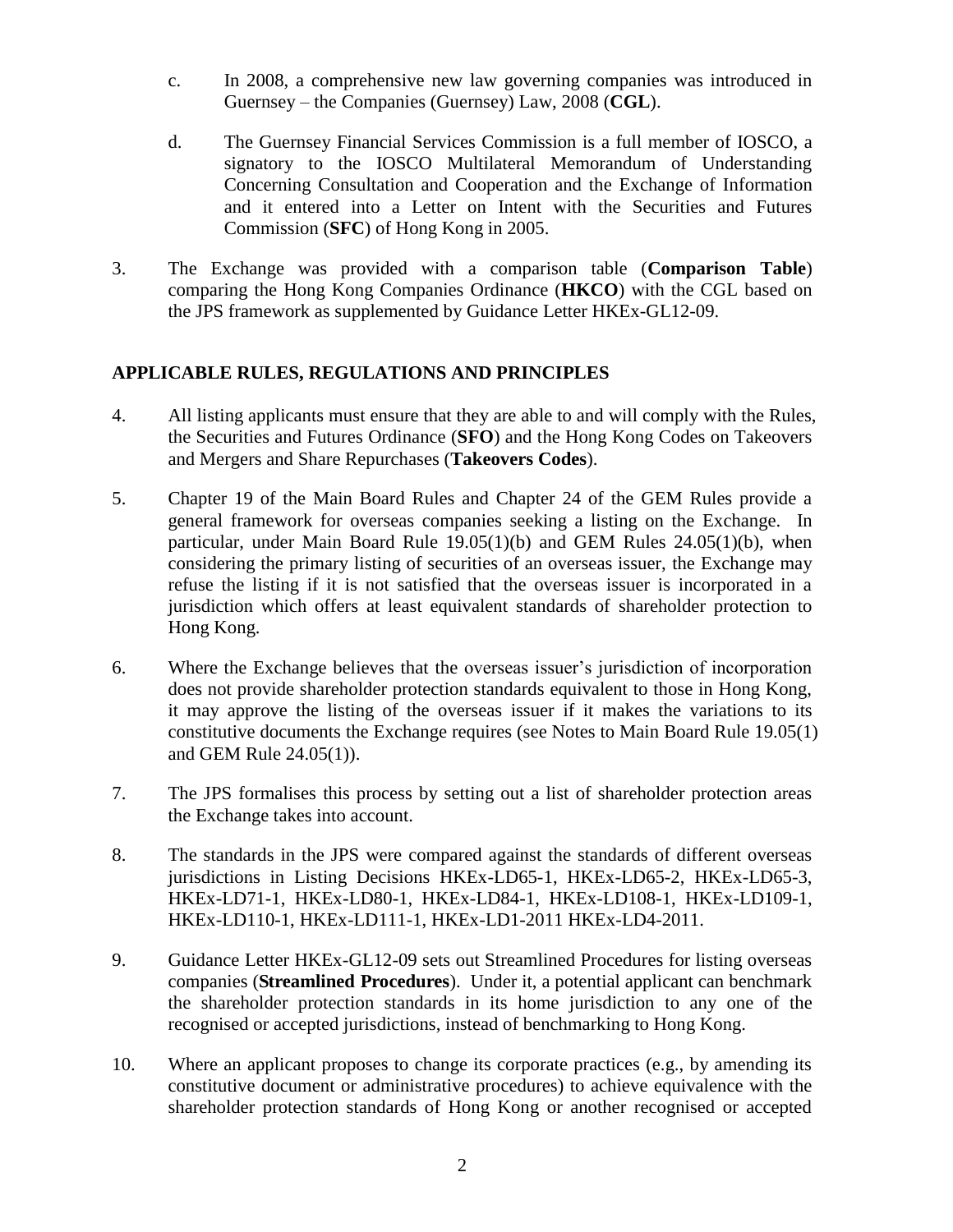c. In 2008, a comprehensive new law governing companies was introduced in Guernsey – the Companies (Guernsey) Law, 2008 (**CGL**).

d. The Guernsey Financial Services Commission is a full member of IOSCO, a signatory to the IOSCO Multilateral Memorandum of Understanding Concerning Consultation and Cooperation and the Exchange of Information and it entered into a Letter on Intent with the Securities and Futures Commission (**SFC**) of Hong Kong in 2005.

3. The Exchange was provided with a comparison table (**Comparison Table**) comparing the Hong Kong Companies Ordinance (**HKCO**) with the CGL based on the JPS framework as supplemented by Guidance Letter HKEx-GL12-09.

## APPLICABLE RULES, REGULATIONS AND PRINCIPLES

4. All listing applicants must ensure that they are able to and will comply with the Rules, the Securities and Futures Ordinance (**SFO**) and the Hong Kong Codes on Takeovers and Mergers and Share Repurchases (**Takeovers Codes**).

5. Chapter 19 of the Main Board Rules and Chapter 24 of the GEM Rules provide a general framework for overseas companies seeking a listing on the Exchange. In particular, under Main Board Rule 19.05(1)(b) and GEM Rules 24.05(1)(b), when considering the primary listing of securities of an overseas issuer, the Exchange may refuse the listing if it is not satisfied that the overseas issuer is incorporated in a jurisdiction which offers at least equivalent standards of shareholder protection to Hong Kong.

6. Where the Exchange believes that the overseas issuer's jurisdiction of incorporation does not provide shareholder protection standards equivalent to those in Hong Kong, it may approve the listing of the overseas issuer if it makes the variations to its constitutive documents the Exchange requires (see Notes to Main Board Rule 19.05(1) and GEM Rule 24.05(1)).

7. The JPS formalises this process by setting out a list of shareholder protection areas the Exchange takes into account.

8. The standards in the JPS were compared against the standards of different overseas jurisdictions in Listing Decisions HKEx-LD65-1, HKEx-LD65-2, HKEx-LD65-3, HKEx-LD71-1, HKEx-LD80-1, HKEx-LD84-1, HKEx-LD108-1, HKEx-LD109-1, HKEx-LD110-1, HKEx-LD111-1, HKEx-LD1-2011 HKEx-LD4-2011.

9. Guidance Letter HKEx-GL12-09 sets out Streamlined Procedures for listing overseas companies (**Streamlined Procedures**). Under it, a potential applicant can benchmark the shareholder protection standards in its home jurisdiction to any one of the recognised or accepted jurisdictions, instead of benchmarking to Hong Kong.

10. Where an applicant proposes to change its corporate practices (e.g., by amending its constitutive document or administrative procedures) to achieve equivalence with the shareholder protection standards of Hong Kong or another recognised or accepted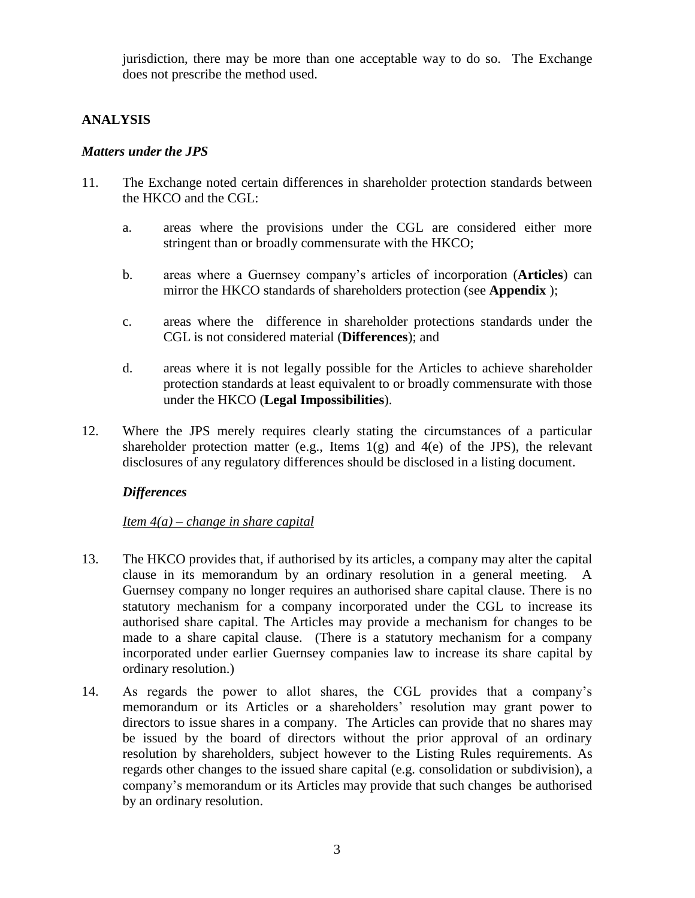jurisdiction, there may be more than one acceptable way to do so. The Exchange does not prescribe the method used.

## ANALYSIS

### *Matters under the JPS*

11. The Exchange noted certain differences in shareholder protection standards between the HKCO and the CGL:

    a. areas where the provisions under the CGL are considered either more stringent than or broadly commensurate with the HKCO;

    b. areas where a Guernsey company's articles of incorporation (**Articles**) can mirror the HKCO standards of shareholders protection (see **Appendix** );

    c. areas where the difference in shareholder protections standards under the CGL is not considered material (**Differences**); and

    d. areas where it is not legally possible for the Articles to achieve shareholder protection standards at least equivalent to or broadly commensurate with those under the HKCO (**Legal Impossibilities**).

12. Where the JPS merely requires clearly stating the circumstances of a particular shareholder protection matter (e.g., Items 1(g) and 4(e) of the JPS), the relevant disclosures of any regulatory differences should be disclosed in a listing document.

### *Differences*

*Item 4(a) – change in share capital*

13. The HKCO provides that, if authorised by its articles, a company may alter the capital clause in its memorandum by an ordinary resolution in a general meeting. A Guernsey company no longer requires an authorised share capital clause. There is no statutory mechanism for a company incorporated under the CGL to increase its authorised share capital. The Articles may provide a mechanism for changes to be made to a share capital clause. (There is a statutory mechanism for a company incorporated under earlier Guernsey companies law to increase its share capital by ordinary resolution.)

14. As regards the power to allot shares, the CGL provides that a company's memorandum or its Articles or a shareholders' resolution may grant power to directors to issue shares in a company. The Articles can provide that no shares may be issued by the board of directors without the prior approval of an ordinary resolution by shareholders, subject however to the Listing Rules requirements. As regards other changes to the issued share capital (e.g. consolidation or subdivision), a company's memorandum or its Articles may provide that such changes be authorised by an ordinary resolution.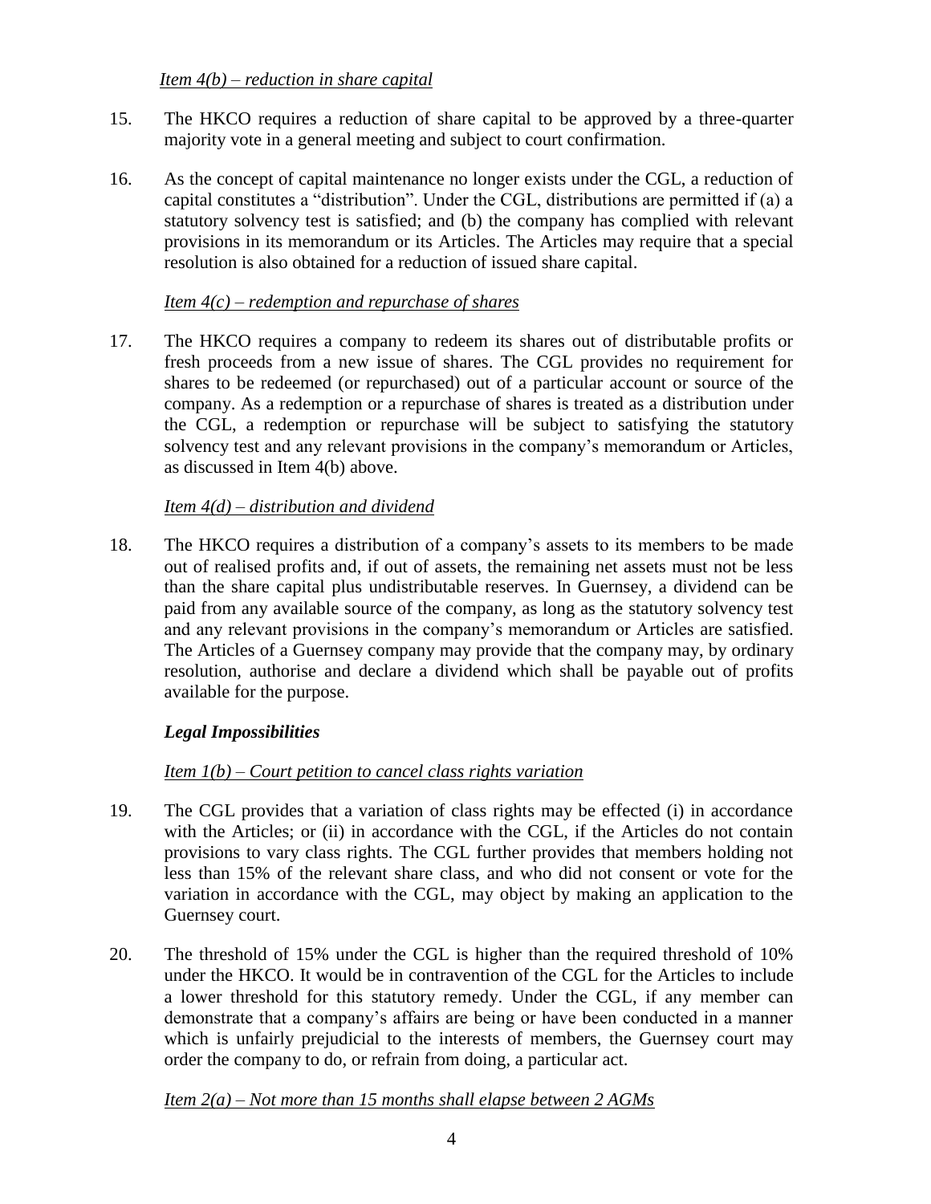*Item 4(b) – reduction in share capital*

15. The HKCO requires a reduction of share capital to be approved by a three-quarter majority vote in a general meeting and subject to court confirmation.

16. As the concept of capital maintenance no longer exists under the CGL, a reduction of capital constitutes a "distribution". Under the CGL, distributions are permitted if (a) a statutory solvency test is satisfied; and (b) the company has complied with relevant provisions in its memorandum or its Articles. The Articles may require that a special resolution is also obtained for a reduction of issued share capital.

*Item 4(c) – redemption and repurchase of shares*

17. The HKCO requires a company to redeem its shares out of distributable profits or fresh proceeds from a new issue of shares. The CGL provides no requirement for shares to be redeemed (or repurchased) out of a particular account or source of the company. As a redemption or a repurchase of shares is treated as a distribution under the CGL, a redemption or repurchase will be subject to satisfying the statutory solvency test and any relevant provisions in the company's memorandum or Articles, as discussed in Item 4(b) above.

*Item 4(d) – distribution and dividend*

18. The HKCO requires a distribution of a company's assets to its members to be made out of realised profits and, if out of assets, the remaining net assets must not be less than the share capital plus undistributable reserves. In Guernsey, a dividend can be paid from any available source of the company, as long as the statutory solvency test and any relevant provisions in the company's memorandum or Articles are satisfied. The Articles of a Guernsey company may provide that the company may, by ordinary resolution, authorise and declare a dividend which shall be payable out of profits available for the purpose.

***Legal Impossibilities***

*Item 1(b) – Court petition to cancel class rights variation*

19. The CGL provides that a variation of class rights may be effected (i) in accordance with the Articles; or (ii) in accordance with the CGL, if the Articles do not contain provisions to vary class rights. The CGL further provides that members holding not less than 15% of the relevant share class, and who did not consent or vote for the variation in accordance with the CGL, may object by making an application to the Guernsey court.

20. The threshold of 15% under the CGL is higher than the required threshold of 10% under the HKCO. It would be in contravention of the CGL for the Articles to include a lower threshold for this statutory remedy. Under the CGL, if any member can demonstrate that a company's affairs are being or have been conducted in a manner which is unfairly prejudicial to the interests of members, the Guernsey court may order the company to do, or refrain from doing, a particular act.

*Item 2(a) – Not more than 15 months shall elapse between 2 AGMs*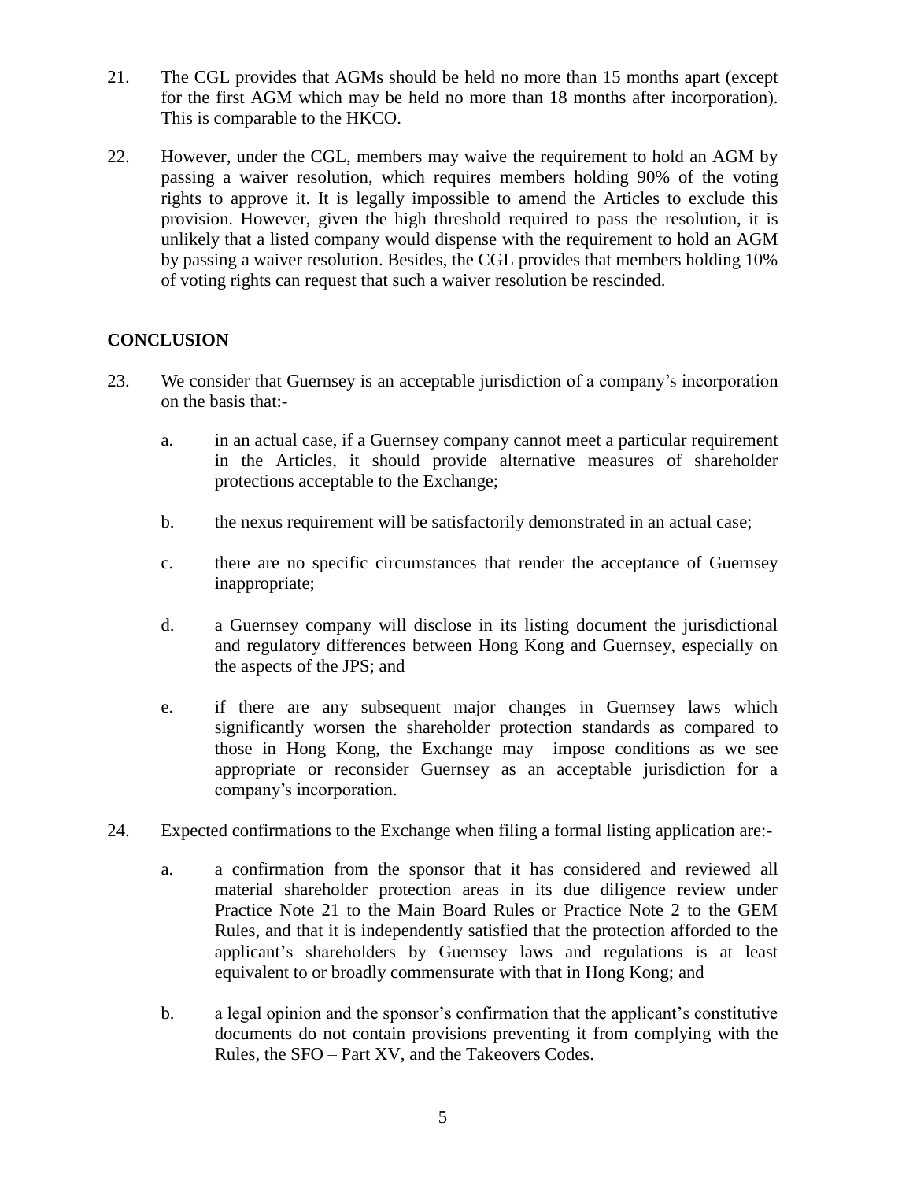21. The CGL provides that AGMs should be held no more than 15 months apart (except for the first AGM which may be held no more than 18 months after incorporation). This is comparable to the HKCO.

22. However, under the CGL, members may waive the requirement to hold an AGM by passing a waiver resolution, which requires members holding 90% of the voting rights to approve it. It is legally impossible to amend the Articles to exclude this provision. However, given the high threshold required to pass the resolution, it is unlikely that a listed company would dispense with the requirement to hold an AGM by passing a waiver resolution. Besides, the CGL provides that members holding 10% of voting rights can request that such a waiver resolution be rescinded.

## CONCLUSION

23. We consider that Guernsey is an acceptable jurisdiction of a company's incorporation on the basis that:-

    a. in an actual case, if a Guernsey company cannot meet a particular requirement in the Articles, it should provide alternative measures of shareholder protections acceptable to the Exchange;

    b. the nexus requirement will be satisfactorily demonstrated in an actual case;

    c. there are no specific circumstances that render the acceptance of Guernsey inappropriate;

    d. a Guernsey company will disclose in its listing document the jurisdictional and regulatory differences between Hong Kong and Guernsey, especially on the aspects of the JPS; and

    e. if there are any subsequent major changes in Guernsey laws which significantly worsen the shareholder protection standards as compared to those in Hong Kong, the Exchange may impose conditions as we see appropriate or reconsider Guernsey as an acceptable jurisdiction for a company's incorporation.

24. Expected confirmations to the Exchange when filing a formal listing application are:-

    a. a confirmation from the sponsor that it has considered and reviewed all material shareholder protection areas in its due diligence review under Practice Note 21 to the Main Board Rules or Practice Note 2 to the GEM Rules, and that it is independently satisfied that the protection afforded to the applicant's shareholders by Guernsey laws and regulations is at least equivalent to or broadly commensurate with that in Hong Kong; and

    b. a legal opinion and the sponsor's confirmation that the applicant's constitutive documents do not contain provisions preventing it from complying with the Rules, the SFO – Part XV, and the Takeovers Codes.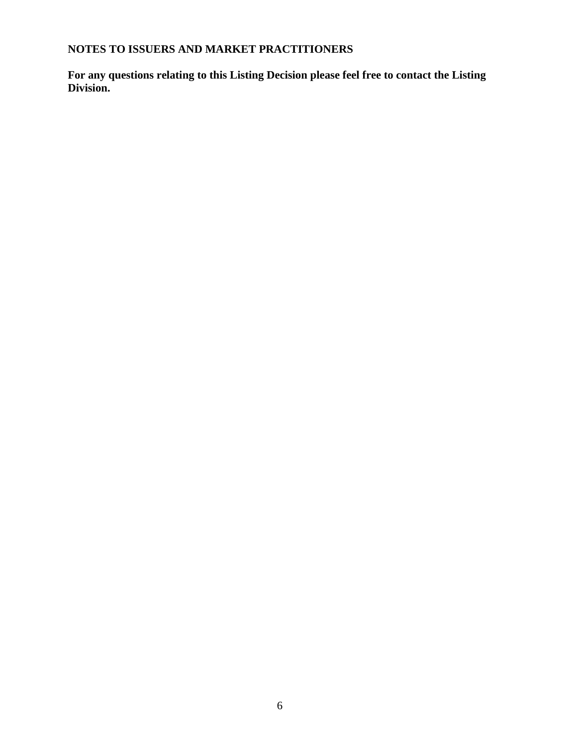**NOTES TO ISSUERS AND MARKET PRACTITIONERS**

**For any questions relating to this Listing Decision please feel free to contact the Listing Division.**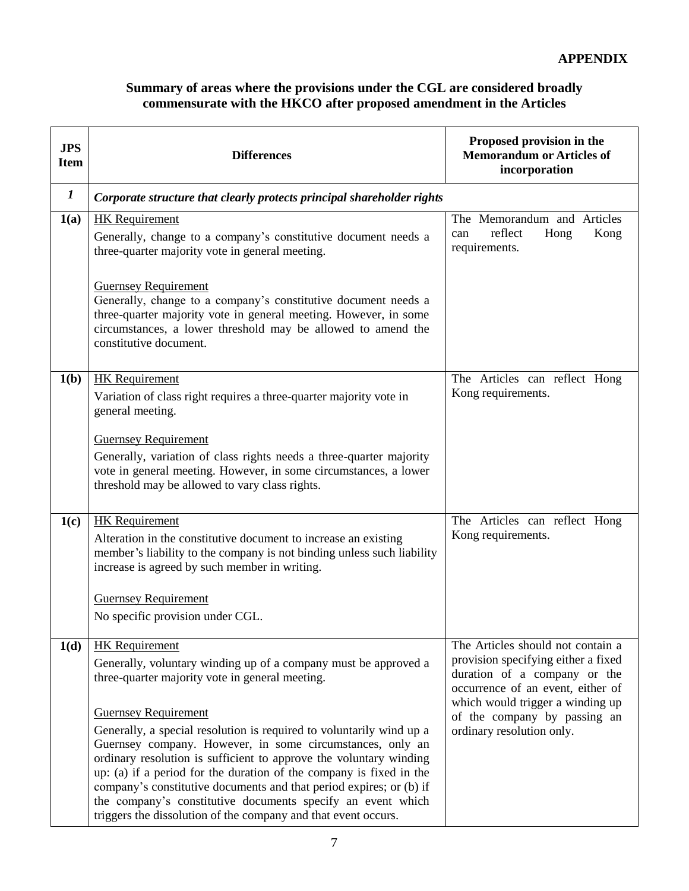**APPENDIX**

## Summary of areas where the provisions under the CGL are considered broadly commensurate with the HKCO after proposed amendment in the Articles

| JPS Item | Differences | Proposed provision in the Memorandum or Articles of incorporation |
|---|---|---|
| ***1*** | ***Corporate structure that clearly protects principal shareholder rights*** | |
| **1(a)** | <u>HK Requirement</u><br>Generally, change to a company's constitutive document needs a three-quarter majority vote in general meeting.<br><br><u>Guernsey Requirement</u><br>Generally, change to a company's constitutive document needs a three-quarter majority vote in general meeting. However, in some circumstances, a lower threshold may be allowed to amend the constitutive document. | The Memorandum and Articles can reflect Hong Kong requirements. |
| **1(b)** | <u>HK Requirement</u><br>Variation of class right requires a three-quarter majority vote in general meeting.<br><br><u>Guernsey Requirement</u><br>Generally, variation of class rights needs a three-quarter majority vote in general meeting. However, in some circumstances, a lower threshold may be allowed to vary class rights. | The Articles can reflect Hong Kong requirements. |
| **1(c)** | <u>HK Requirement</u><br>Alteration in the constitutive document to increase an existing member's liability to the company is not binding unless such liability increase is agreed by such member in writing.<br><br><u>Guernsey Requirement</u><br>No specific provision under CGL. | The Articles can reflect Hong Kong requirements. |
| **1(d)** | <u>HK Requirement</u><br>Generally, voluntary winding up of a company must be approved a three-quarter majority vote in general meeting.<br><br><u>Guernsey Requirement</u><br>Generally, a special resolution is required to voluntarily wind up a Guernsey company. However, in some circumstances, only an ordinary resolution is sufficient to approve the voluntary winding up: (a) if a period for the duration of the company is fixed in the company's constitutive documents and that period expires; or (b) if the company's constitutive documents specify an event which triggers the dissolution of the company and that event occurs. | The Articles should not contain a provision specifying either a fixed duration of a company or the occurrence of an event, either of which would trigger a winding up of the company by passing an ordinary resolution only. |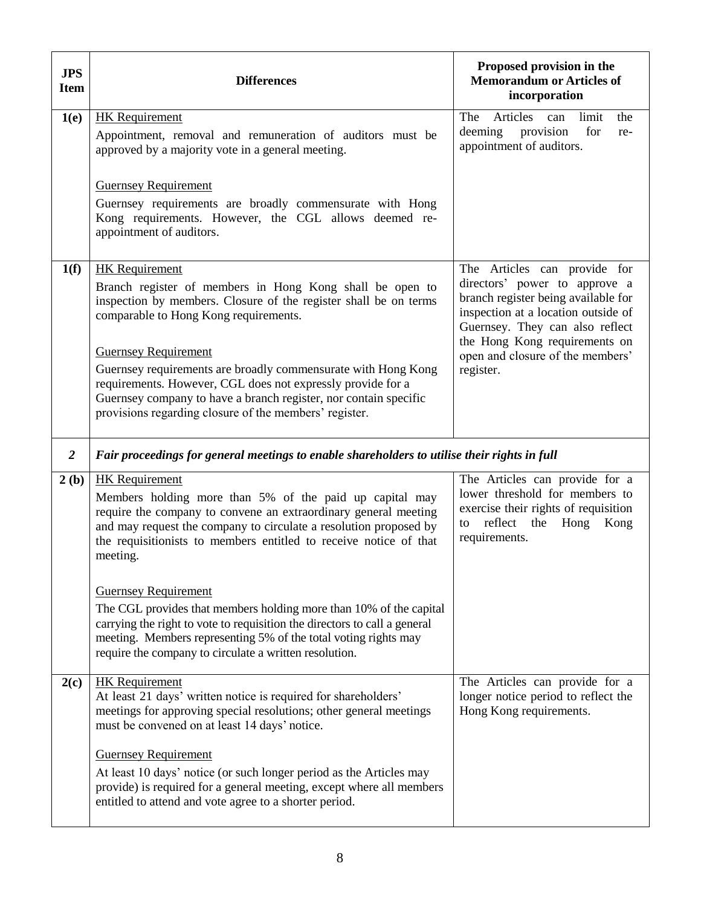| JPS Item | Differences | Proposed provision in the Memorandum or Articles of incorporation |
|---|---|---|
| **1(e)** | HK Requirement<br>Appointment, removal and remuneration of auditors must be approved by a majority vote in a general meeting.<br><br>Guernsey Requirement<br>Guernsey requirements are broadly commensurate with Hong Kong requirements. However, the CGL allows deemed re-appointment of auditors. | The Articles can limit the deeming provision for re-appointment of auditors. |
| **1(f)** | HK Requirement<br>Branch register of members in Hong Kong shall be open to inspection by members. Closure of the register shall be on terms comparable to Hong Kong requirements.<br><br>Guernsey Requirement<br>Guernsey requirements are broadly commensurate with Hong Kong requirements. However, CGL does not expressly provide for a Guernsey company to have a branch register, nor contain specific provisions regarding closure of the members' register. | The Articles can provide for directors' power to approve a branch register being available for inspection at a location outside of Guernsey. They can also reflect the Hong Kong requirements on open and closure of the members' register. |
| ***2*** | ***Fair proceedings for general meetings to enable shareholders to utilise their rights in full*** | |
| **2 (b)** | HK Requirement<br>Members holding more than 5% of the paid up capital may require the company to convene an extraordinary general meeting and may request the company to circulate a resolution proposed by the requisitionists to members entitled to receive notice of that meeting.<br><br>Guernsey Requirement<br>The CGL provides that members holding more than 10% of the capital carrying the right to vote to requisition the directors to call a general meeting. Members representing 5% of the total voting rights may require the company to circulate a written resolution. | The Articles can provide for a lower threshold for members to exercise their rights of requisition to reflect the Hong Kong requirements. |
| **2(c)** | HK Requirement<br>At least 21 days' written notice is required for shareholders' meetings for approving special resolutions; other general meetings must be convened on at least 14 days' notice.<br><br>Guernsey Requirement<br>At least 10 days' notice (or such longer period as the Articles may provide) is required for a general meeting, except where all members entitled to attend and vote agree to a shorter period. | The Articles can provide for a longer notice period to reflect the Hong Kong requirements. |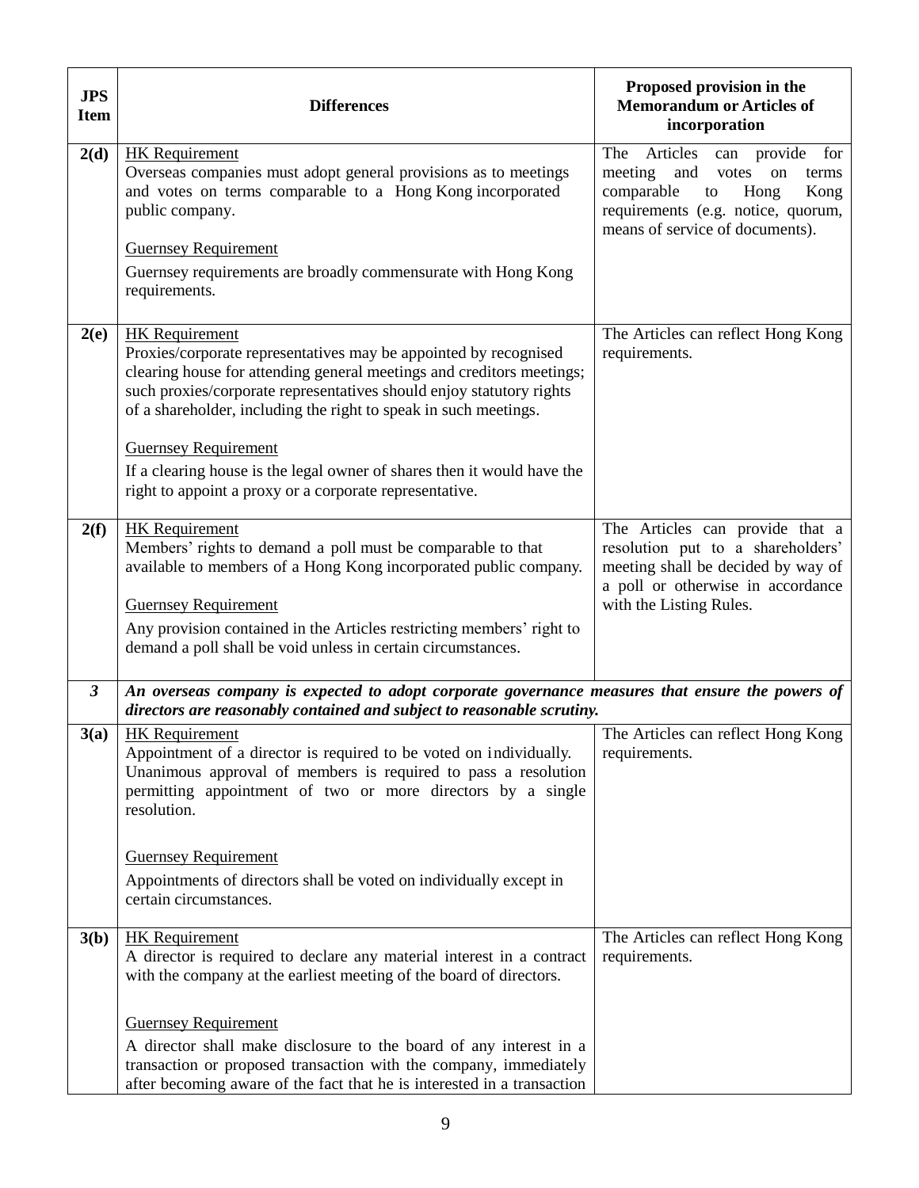| JPS Item | Differences | Proposed provision in the Memorandum or Articles of incorporation |
|---|---|---|
| **2(d)** | HK Requirement<br>Overseas companies must adopt general provisions as to meetings and votes on terms comparable to a Hong Kong incorporated public company.<br><br>Guernsey Requirement<br>Guernsey requirements are broadly commensurate with Hong Kong requirements. | The Articles can provide for meeting and votes on terms comparable to Hong Kong requirements (e.g. notice, quorum, means of service of documents). |
| **2(e)** | HK Requirement<br>Proxies/corporate representatives may be appointed by recognised clearing house for attending general meetings and creditors meetings; such proxies/corporate representatives should enjoy statutory rights of a shareholder, including the right to speak in such meetings.<br><br>Guernsey Requirement<br>If a clearing house is the legal owner of shares then it would have the right to appoint a proxy or a corporate representative. | The Articles can reflect Hong Kong requirements. |
| **2(f)** | HK Requirement<br>Members' rights to demand a poll must be comparable to that available to members of a Hong Kong incorporated public company.<br><br>Guernsey Requirement<br>Any provision contained in the Articles restricting members' right to demand a poll shall be void unless in certain circumstances. | The Articles can provide that a resolution put to a shareholders' meeting shall be decided by way of a poll or otherwise in accordance with the Listing Rules. |
| ***3*** | ***An overseas company is expected to adopt corporate governance measures that ensure the powers of directors are reasonably contained and subject to reasonable scrutiny.*** | |
| **3(a)** | HK Requirement<br>Appointment of a director is required to be voted on individually. Unanimous approval of members is required to pass a resolution permitting appointment of two or more directors by a single resolution.<br><br>Guernsey Requirement<br>Appointments of directors shall be voted on individually except in certain circumstances. | The Articles can reflect Hong Kong requirements. |
| **3(b)** | HK Requirement<br>A director is required to declare any material interest in a contract with the company at the earliest meeting of the board of directors.<br><br>Guernsey Requirement<br>A director shall make disclosure to the board of any interest in a transaction or proposed transaction with the company, immediately after becoming aware of the fact that he is interested in a transaction | The Articles can reflect Hong Kong requirements. |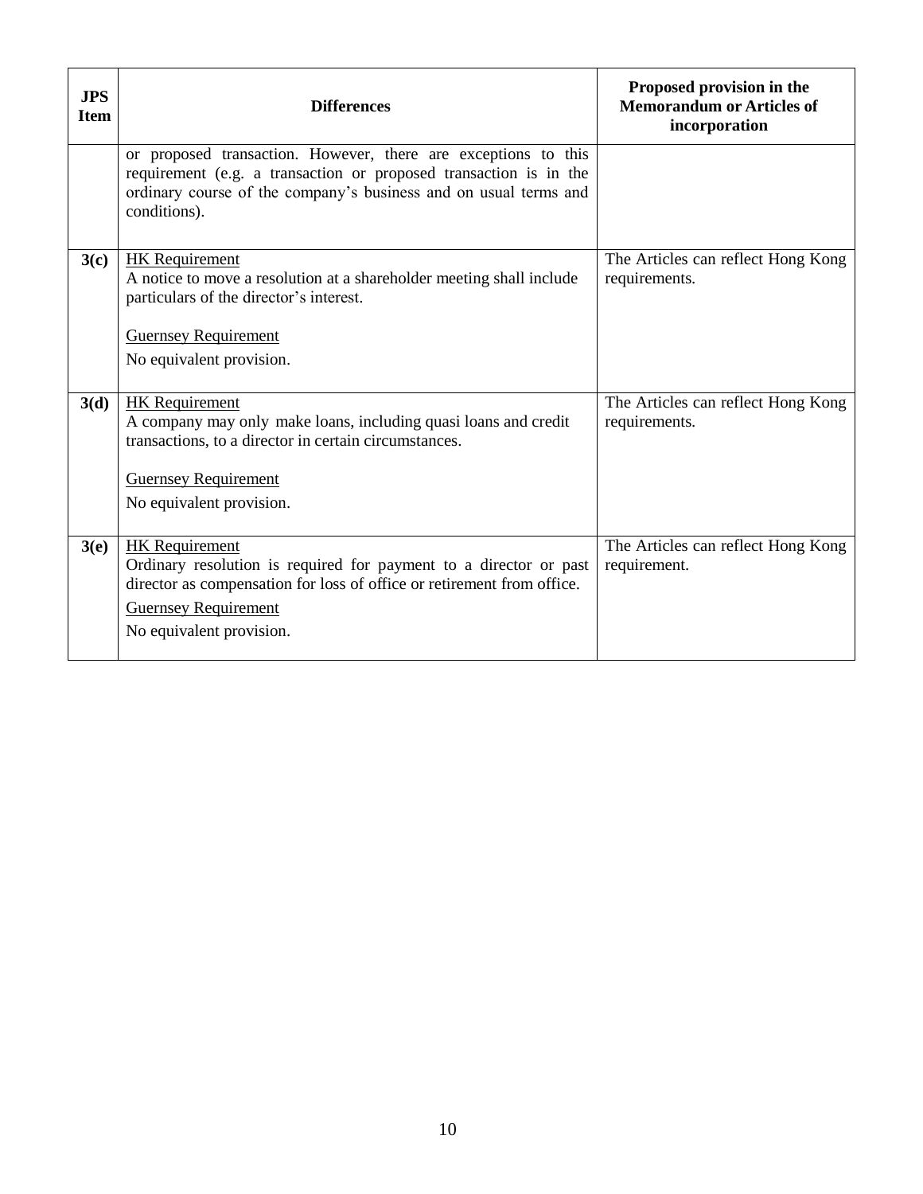| JPS Item | Differences | Proposed provision in the Memorandum or Articles of incorporation |
|---|---|---|
| | or proposed transaction. However, there are exceptions to this requirement (e.g. a transaction or proposed transaction is in the ordinary course of the company's business and on usual terms and conditions). | |
| **3(c)** | HK Requirement<br>A notice to move a resolution at a shareholder meeting shall include particulars of the director's interest.<br><br>Guernsey Requirement<br>No equivalent provision. | The Articles can reflect Hong Kong requirements. |
| **3(d)** | HK Requirement<br>A company may only make loans, including quasi loans and credit transactions, to a director in certain circumstances.<br><br>Guernsey Requirement<br>No equivalent provision. | The Articles can reflect Hong Kong requirements. |
| **3(e)** | HK Requirement<br>Ordinary resolution is required for payment to a director or past director as compensation for loss of office or retirement from office.<br>Guernsey Requirement<br>No equivalent provision. | The Articles can reflect Hong Kong requirement. |